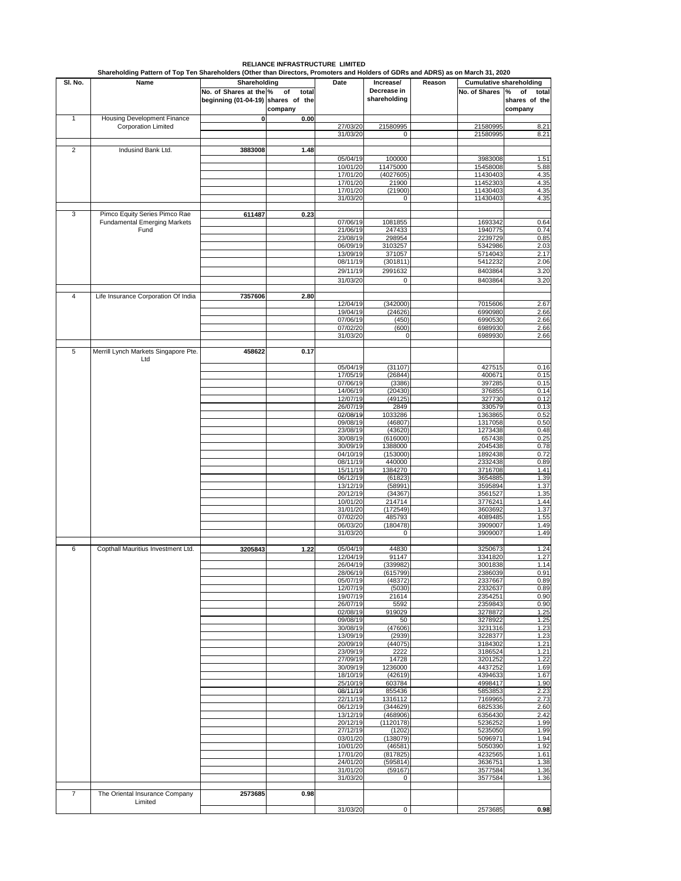# RELIANCE INFRASTRUCTURE LIMITED

**Shareholding Pattern of Top Ten Shareholders (Other than Directors, Promoters and Holders of GDRs and ADRS) as on March 31, 2020**

| Sl. No. | Name | Shareholding | | Date | Increase/ Decrease in shareholding | Reason | Cumulative shareholding | |
|---|---|---|---|---|---|---|---|---|
| | | No. of Shares at the beginning (01-04-19) | % of total shares of the company | | | | No. of Shares | % of total shares of the company |
| 1 | Housing Development Finance Corporation Limited | 0 | 0.00 | | | | | |
| | | | | 27/03/20 | 21580995 | | 21580995 | 8.21 |
| | | | | 31/03/20 | 0 | | 21580995 | 8.21 |
| 2 | Indusind Bank Ltd. | 3883008 | 1.48 | | | | | |
| | | | | 05/04/19 | 100000 | | 3983008 | 1.51 |
| | | | | 10/01/20 | 11475000 | | 15458008 | 5.88 |
| | | | | 17/01/20 | (4027605) | | 11430403 | 4.35 |
| | | | | 17/01/20 | 21900 | | 11452303 | 4.35 |
| | | | | 17/01/20 | (21900) | | 11430403 | 4.35 |
| | | | | 31/03/20 | 0 | | 11430403 | 4.35 |
| 3 | Pimco Equity Series Pimco Rae Fundamental Emerging Markets Fund | 611487 | 0.23 | | | | | |
| | | | | 07/06/19 | 1081855 | | 1693342 | 0.64 |
| | | | | 21/06/19 | 247433 | | 1940775 | 0.74 |
| | | | | 23/08/19 | 298954 | | 2239729 | 0.85 |
| | | | | 06/09/19 | 3103257 | | 5342986 | 2.03 |
| | | | | 13/09/19 | 371057 | | 5714043 | 2.17 |
| | | | | 08/11/19 | (301811) | | 5412232 | 2.06 |
| | | | | 29/11/19 | 2991632 | | 8403864 | 3.20 |
| | | | | 31/03/20 | 0 | | 8403864 | 3.20 |
| 4 | Life Insurance Corporation Of India | 7357606 | 2.80 | | | | | |
| | | | | 12/04/19 | (342000) | | 7015606 | 2.67 |
| | | | | 19/04/19 | (24626) | | 6990980 | 2.66 |
| | | | | 07/06/19 | (450) | | 6990530 | 2.66 |
| | | | | 07/02/20 | (600) | | 6989930 | 2.66 |
| | | | | 31/03/20 | 0 | | 6989930 | 2.66 |
| 5 | Merrill Lynch Markets Singapore Pte. Ltd | 458622 | 0.17 | | | | | |
| | | | | 05/04/19 | (31107) | | 427515 | 0.16 |
| | | | | 17/05/19 | (26844) | | 400671 | 0.15 |
| | | | | 07/06/19 | (3386) | | 397285 | 0.15 |
| | | | | 14/06/19 | (20430) | | 376855 | 0.14 |
| | | | | 12/07/19 | (49125) | | 327730 | 0.12 |
| | | | | 26/07/19 | 2849 | | 330579 | 0.13 |
| | | | | 02/08/19 | 1033286 | | 1363865 | 0.52 |
| | | | | 09/08/19 | (46807) | | 1317058 | 0.50 |
| | | | | 23/08/19 | (43620) | | 1273438 | 0.48 |
| | | | | 30/08/19 | (616000) | | 657438 | 0.25 |
| | | | | 30/09/19 | 1388000 | | 2045438 | 0.78 |
| | | | | 04/10/19 | (153000) | | 1892438 | 0.72 |
| | | | | 08/11/19 | 440000 | | 2332438 | 0.89 |
| | | | | 15/11/19 | 1384270 | | 3716708 | 1.41 |
| | | | | 06/12/19 | (61823) | | 3654885 | 1.39 |
| | | | | 13/12/19 | (58991) | | 3595894 | 1.37 |
| | | | | 20/12/19 | (34367) | | 3561527 | 1.35 |
| | | | | 10/01/20 | 214714 | | 3776241 | 1.44 |
| | | | | 31/01/20 | (172549) | | 3603692 | 1.37 |
| | | | | 07/02/20 | 485793 | | 4089485 | 1.55 |
| | | | | 06/03/20 | (180478) | | 3909007 | 1.49 |
| | | | | 31/03/20 | 0 | | 3909007 | 1.49 |
| 6 | Copthall Mauritius Investment Ltd. | 3205843 | 1.22 | 05/04/19 | 44830 | | 3250673 | 1.24 |
| | | | | 12/04/19 | 91147 | | 3341820 | 1.27 |
| | | | | 26/04/19 | (339982) | | 3001838 | 1.14 |
| | | | | 28/06/19 | (615799) | | 2386039 | 0.91 |
| | | | | 05/07/19 | (48372) | | 2337667 | 0.89 |
| | | | | 12/07/19 | (5030) | | 2332637 | 0.89 |
| | | | | 19/07/19 | 21614 | | 2354251 | 0.90 |
| | | | | 26/07/19 | 5592 | | 2359843 | 0.90 |
| | | | | 02/08/19 | 919029 | | 3278872 | 1.25 |
| | | | | 09/08/19 | 50 | | 3278922 | 1.25 |
| | | | | 30/08/19 | (47606) | | 3231316 | 1.23 |
| | | | | 13/09/19 | (2939) | | 3228377 | 1.23 |
| | | | | 20/09/19 | (44075) | | 3184302 | 1.21 |
| | | | | 23/09/19 | 2222 | | 3186524 | 1.21 |
| | | | | 27/09/19 | 14728 | | 3201252 | 1.22 |
| | | | | 30/09/19 | 1236000 | | 4437252 | 1.69 |
| | | | | 18/10/19 | (42619) | | 4394633 | 1.67 |
| | | | | 25/10/19 | 603784 | | 4998417 | 1.90 |
| | | | | 08/11/19 | 855436 | | 5853853 | 2.23 |
| | | | | 22/11/19 | 1316112 | | 7169965 | 2.73 |
| | | | | 06/12/19 | (344629) | | 6825336 | 2.60 |
| | | | | 13/12/19 | (468906) | | 6356430 | 2.42 |
| | | | | 20/12/19 | (1120178) | | 5236252 | 1.99 |
| | | | | 27/12/19 | (1202) | | 5235050 | 1.99 |
| | | | | 03/01/20 | (138079) | | 5096971 | 1.94 |
| | | | | 10/01/20 | (46581) | | 5050390 | 1.92 |
| | | | | 17/01/20 | (817825) | | 4232565 | 1.61 |
| | | | | 24/01/20 | (595814) | | 3636751 | 1.38 |
| | | | | 31/01/20 | (59167) | | 3577584 | 1.36 |
| | | | | 31/03/20 | 0 | | 3577584 | 1.36 |
| 7 | The Oriental Insurance Company Limited | 2573685 | 0.98 | | | | | |
| | | | | 31/03/20 | 0 | | 2573685 | 0.98 |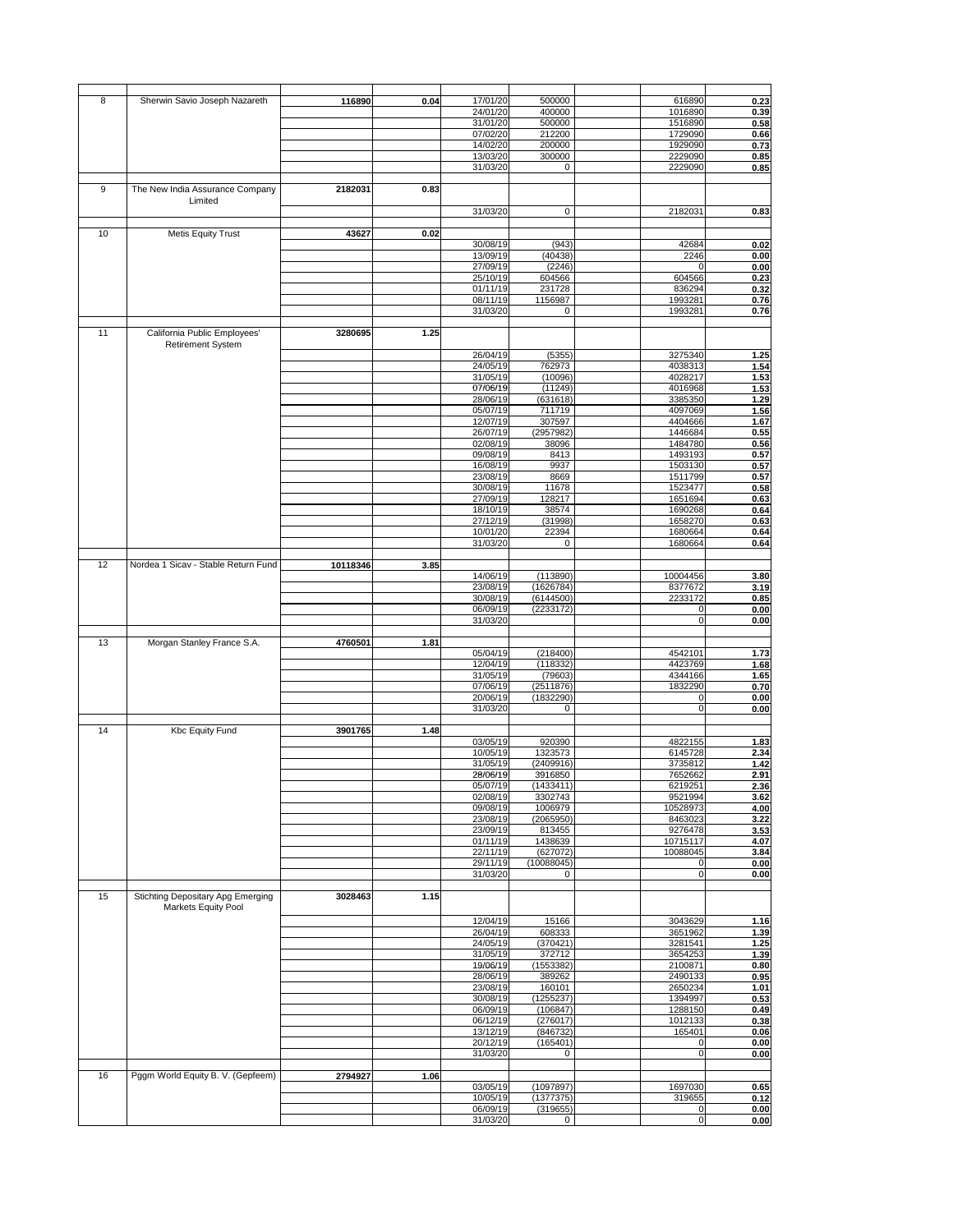| | | | | | | | | |
|---|---|---|---|---|---|---|---|---|
| 8 | Sherwin Savio Joseph Nazareth | 116890 | 0.04 | 17/01/20 | 500000 | | 616890 | 0.23 |
| | | | | 24/01/20 | 400000 | | 1016890 | 0.39 |
| | | | | 31/01/20 | 500000 | | 1516890 | 0.58 |
| | | | | 07/02/20 | 212200 | | 1729090 | 0.66 |
| | | | | 14/02/20 | 200000 | | 1929090 | 0.73 |
| | | | | 13/03/20 | 300000 | | 2229090 | 0.85 |
| | | | | 31/03/20 | 0 | | 2229090 | 0.85 |
| 9 | The New India Assurance Company Limited | 2182031 | 0.83 | | | | | |
| | | | | 31/03/20 | 0 | | 2182031 | 0.83 |
| 10 | Metis Equity Trust | 43627 | 0.02 | | | | | |
| | | | | 30/08/19 | (943) | | 42684 | 0.02 |
| | | | | 13/09/19 | (40438) | | 2246 | 0.00 |
| | | | | 27/09/19 | (2246) | | 0 | 0.00 |
| | | | | 25/10/19 | 604566 | | 604566 | 0.23 |
| | | | | 01/11/19 | 231728 | | 836294 | 0.32 |
| | | | | 08/11/19 | 1156987 | | 1993281 | 0.76 |
| | | | | 31/03/20 | 0 | | 1993281 | 0.76 |
| 11 | California Public Employees' Retirement System | 3280695 | 1.25 | | | | | |
| | | | | 26/04/19 | (5355) | | 3275340 | 1.25 |
| | | | | 24/05/19 | 762973 | | 4038313 | 1.54 |
| | | | | 31/05/19 | (10096) | | 4028217 | 1.53 |
| | | | | 07/06/19 | (11249) | | 4016968 | 1.53 |
| | | | | 28/06/19 | (631618) | | 3385350 | 1.29 |
| | | | | 05/07/19 | 711719 | | 4097069 | 1.56 |
| | | | | 12/07/19 | 307597 | | 4404666 | 1.67 |
| | | | | 26/07/19 | (2957982) | | 1446684 | 0.55 |
| | | | | 02/08/19 | 38096 | | 1484780 | 0.56 |
| | | | | 09/08/19 | 8413 | | 1493193 | 0.57 |
| | | | | 16/08/19 | 9937 | | 1503130 | 0.57 |
| | | | | 23/08/19 | 8669 | | 1511799 | 0.57 |
| | | | | 30/08/19 | 11678 | | 1523477 | 0.58 |
| | | | | 27/09/19 | 128217 | | 1651694 | 0.63 |
| | | | | 18/10/19 | 38574 | | 1690268 | 0.64 |
| | | | | 27/12/19 | (31998) | | 1658270 | 0.63 |
| | | | | 10/01/20 | 22394 | | 1680664 | 0.64 |
| | | | | 31/03/20 | 0 | | 1680664 | 0.64 |
| 12 | Nordea 1 Sicav - Stable Return Fund | 10118346 | 3.85 | | | | | |
| | | | | 14/06/19 | (113890) | | 10004456 | 3.80 |
| | | | | 23/08/19 | (1626784) | | 8377672 | 3.19 |
| | | | | 30/08/19 | (6144500) | | 2233172 | 0.85 |
| | | | | 06/09/19 | (2233172) | | 0 | 0.00 |
| | | | | 31/03/20 | | | 0 | 0.00 |
| 13 | Morgan Stanley France S.A. | 4760501 | 1.81 | | | | | |
| | | | | 05/04/19 | (218400) | | 4542101 | 1.73 |
| | | | | 12/04/19 | (118332) | | 4423769 | 1.68 |
| | | | | 31/05/19 | (79603) | | 4344166 | 1.65 |
| | | | | 07/06/19 | (2511876) | | 1832290 | 0.70 |
| | | | | 20/06/19 | (1832290) | | 0 | 0.00 |
| | | | | 31/03/20 | 0 | | 0 | 0.00 |
| 14 | Kbc Equity Fund | 3901765 | 1.48 | | | | | |
| | | | | 03/05/19 | 920390 | | 4822155 | 1.83 |
| | | | | 10/05/19 | 1323573 | | 6145728 | 2.34 |
| | | | | 31/05/19 | (2409916) | | 3735812 | 1.42 |
| | | | | 28/06/19 | 3916850 | | 7652662 | 2.91 |
| | | | | 05/07/19 | (1433411) | | 6219251 | 2.36 |
| | | | | 02/08/19 | 3302743 | | 9521994 | 3.62 |
| | | | | 09/08/19 | 1006979 | | 10528973 | 4.00 |
| | | | | 23/08/19 | (2065950) | | 8463023 | 3.22 |
| | | | | 23/09/19 | 813455 | | 9276478 | 3.53 |
| | | | | 01/11/19 | 1438639 | | 10715117 | 4.07 |
| | | | | 22/11/19 | (627072) | | 10088045 | 3.84 |
| | | | | 29/11/19 | (10088045) | | 0 | 0.00 |
| | | | | 31/03/20 | 0 | | 0 | 0.00 |
| 15 | Stichting Depositary Apg Emerging Markets Equity Pool | 3028463 | 1.15 | | | | | |
| | | | | 12/04/19 | 15166 | | 3043629 | 1.16 |
| | | | | 26/04/19 | 608333 | | 3651962 | 1.39 |
| | | | | 24/05/19 | (370421) | | 3281541 | 1.25 |
| | | | | 31/05/19 | 372712 | | 3654253 | 1.39 |
| | | | | 19/06/19 | (1553382) | | 2100871 | 0.80 |
| | | | | 28/06/19 | 389262 | | 2490133 | 0.95 |
| | | | | 23/08/19 | 160101 | | 2650234 | 1.01 |
| | | | | 30/08/19 | (1255237) | | 1394997 | 0.53 |
| | | | | 06/09/19 | (106847) | | 1288150 | 0.49 |
| | | | | 06/12/19 | (276017) | | 1012133 | 0.38 |
| | | | | 13/12/19 | (846732) | | 165401 | 0.06 |
| | | | | 20/12/19 | (165401) | | 0 | 0.00 |
| | | | | 31/03/20 | 0 | | 0 | 0.00 |
| 16 | Pggm World Equity B. V. (Gepfeem) | 2794927 | 1.06 | | | | | |
| | | | | 03/05/19 | (1097897) | | 1697030 | 0.65 |
| | | | | 10/05/19 | (1377375) | | 319655 | 0.12 |
| | | | | 06/09/19 | (319655) | | 0 | 0.00 |
| | | | | 31/03/20 | 0 | | 0 | 0.00 |